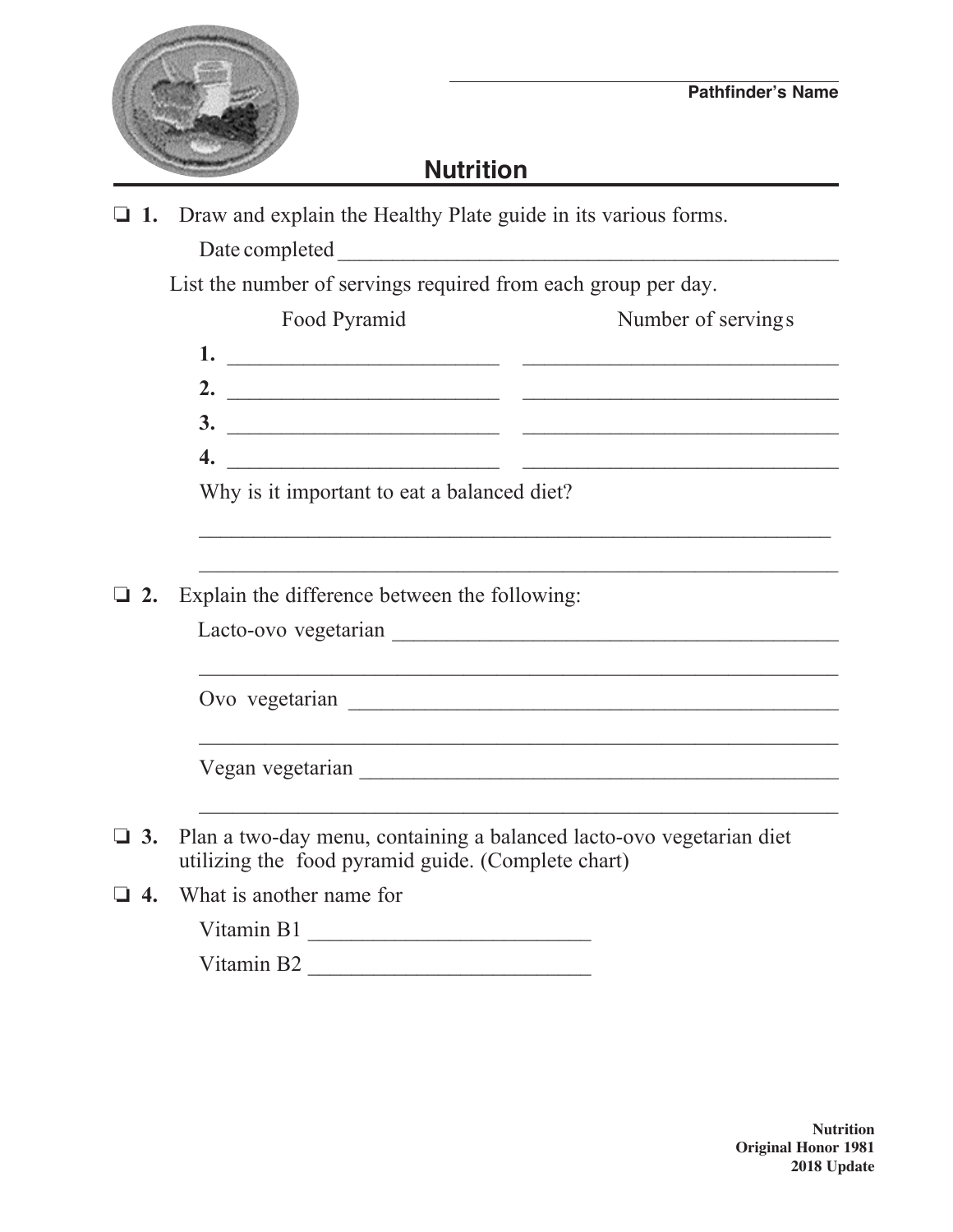Pathfinder's Name ______________________

# Nutrition

❑ **1.** Draw and explain the Healthy Plate guide in its various forms.

Date completed ______________________________________________

List the number of servings required from each group per day.

| | Food Pyramid | Number of servings |
|---|---|---|
| **1.** | ________________________ | ____________________________ |
| **2.** | ________________________ | ____________________________ |
| **3.** | ________________________ | ____________________________ |
| **4.** | ________________________ | ____________________________ |

Why is it important to eat a balanced diet?

_________________________________________________________

_________________________________________________________

❑ **2.** Explain the difference between the following:

Lacto-ovo vegetarian ________________________________________

_________________________________________________________

Ovo vegetarian ____________________________________________

_________________________________________________________

Vegan vegetarian __________________________________________

_________________________________________________________

❑ **3.** Plan a two-day menu, containing a balanced lacto-ovo vegetarian diet utilizing the food pyramid guide. (Complete chart)

❑ **4.** What is another name for

Vitamin B1 __________________________

Vitamin B2 __________________________

Nutrition
Original Honor 1981
2018 Update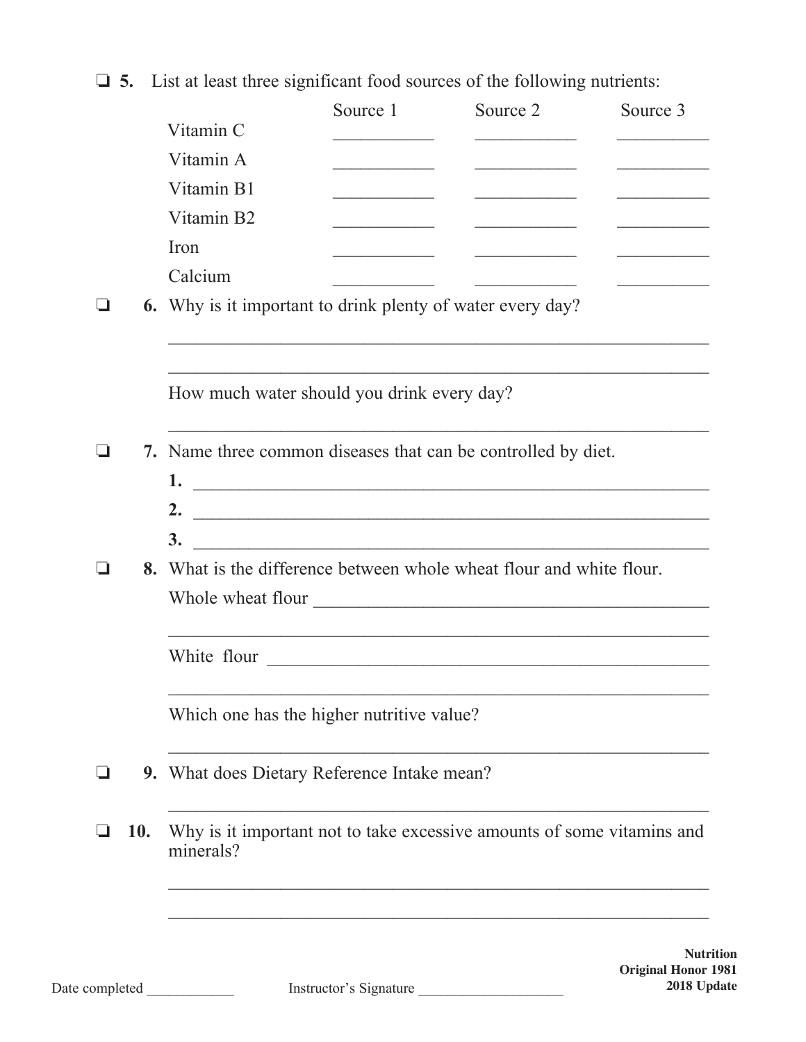❏ **5.** List at least three significant food sources of the following nutrients:

| | Source 1 | Source 2 | Source 3 |
|---|---|---|---|
| Vitamin C | ___________ | ___________ | __________ |
| Vitamin A | ___________ | ___________ | __________ |
| Vitamin B1 | ___________ | ___________ | __________ |
| Vitamin B2 | ___________ | ___________ | __________ |
| Iron | ___________ | ___________ | __________ |
| Calcium | ___________ | ___________ | __________ |

❏ **6.** Why is it important to drink plenty of water every day?

_______________________________________________________________

_______________________________________________________________

How much water should you drink every day?

_______________________________________________________________

❏ **7.** Name three common diseases that can be controlled by diet.

**1.** ___________________________________________________________

**2.** ___________________________________________________________

**3.** ___________________________________________________________

❏ **8.** What is the difference between whole wheat flour and white flour.

Whole wheat flour ____________________________________________

_______________________________________________________________

White flour _________________________________________________

_______________________________________________________________

Which one has the higher nutritive value?

_______________________________________________________________

❏ **9.** What does Dietary Reference Intake mean?

_______________________________________________________________

❏ **10.** Why is it important not to take excessive amounts of some vitamins and minerals?

_______________________________________________________________

_______________________________________________________________

**Nutrition**
**Original Honor 1981**
**2018 Update**

Date completed ____________ Instructor's Signature ____________________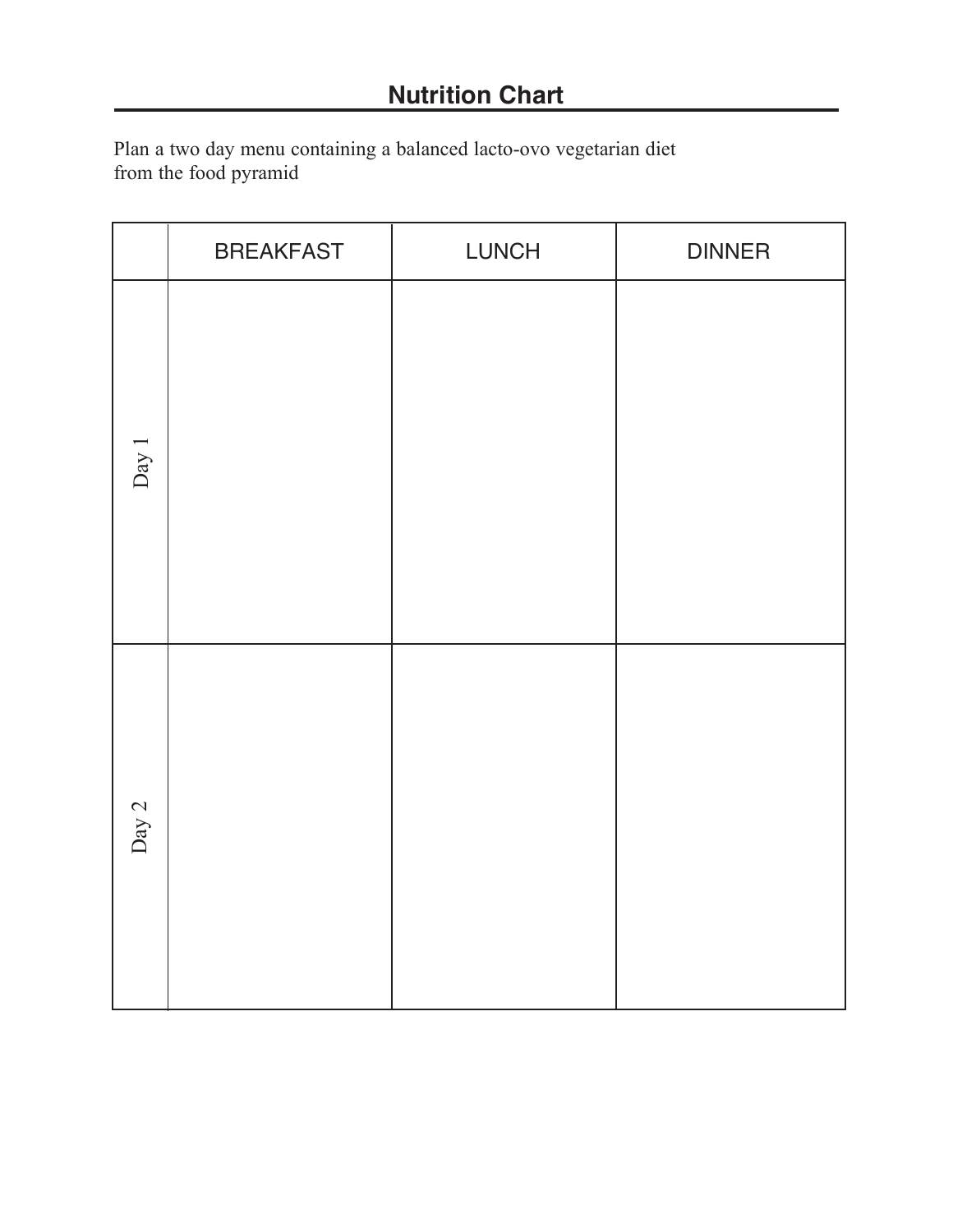# Nutrition Chart

Plan a two day menu containing a balanced lacto-ovo vegetarian diet from the food pyramid

| | BREAKFAST | LUNCH | DINNER |
|---|---|---|---|
| Day 1 | | | |
| Day 2 | | | |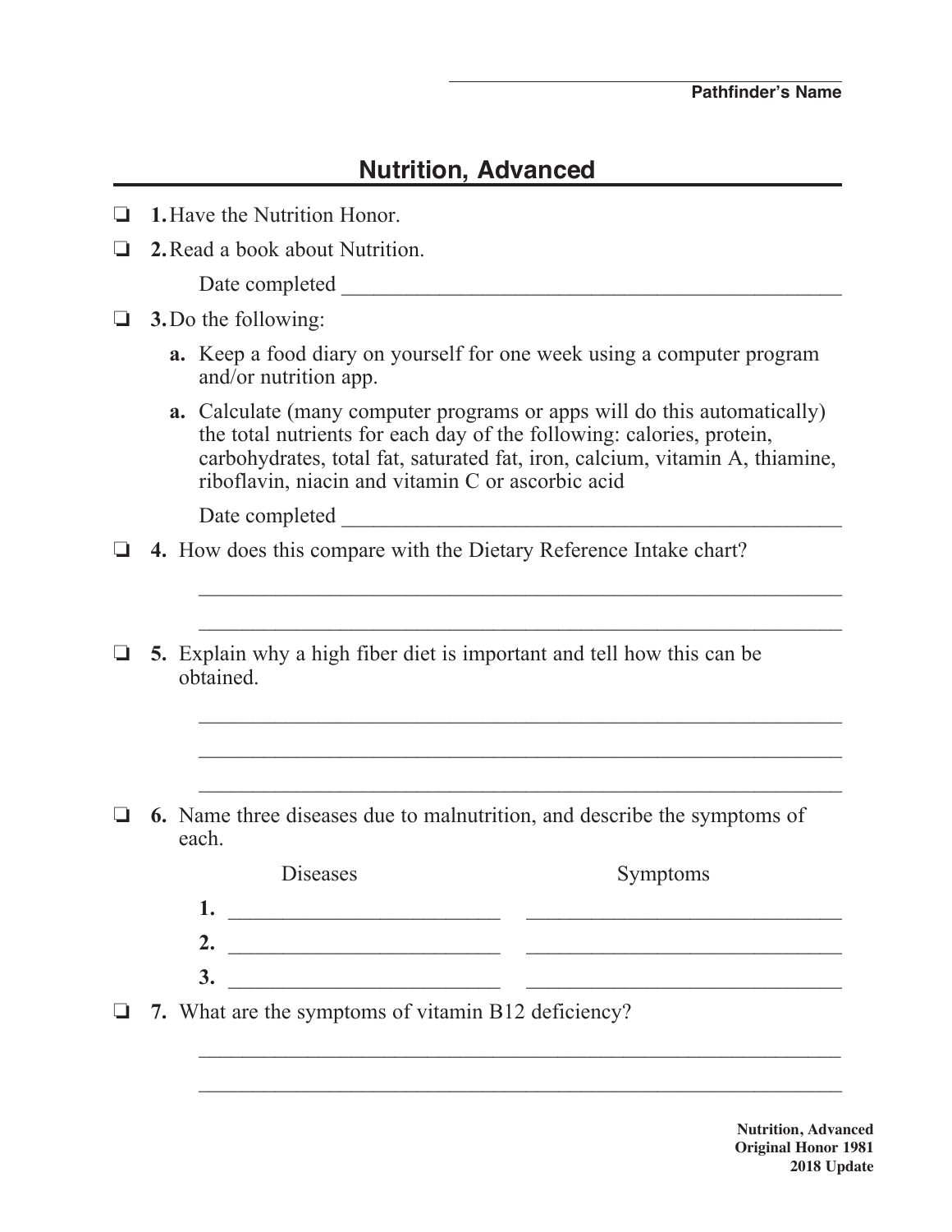Pathfinder's Name

## Nutrition, Advanced

- ❏ **1.** Have the Nutrition Honor.
- ❏ **2.** Read a book about Nutrition.

  Date completed ______________________________________________

- ❏ **3.** Do the following:

  **a.** Keep a food diary on yourself for one week using a computer program and/or nutrition app.

  **a.** Calculate (many computer programs or apps will do this automatically) the total nutrients for each day of the following: calories, protein, carbohydrates, total fat, saturated fat, iron, calcium, vitamin A, thiamine, riboflavin, niacin and vitamin C or ascorbic acid

  Date completed ______________________________________________

- ❏ **4.** How does this compare with the Dietary Reference Intake chart?

  ____________________________________________________________

  ____________________________________________________________

- ❏ **5.** Explain why a high fiber diet is important and tell how this can be obtained.

  ____________________________________________________________

  ____________________________________________________________

  ____________________________________________________________

- ❏ **6.** Name three diseases due to malnutrition, and describe the symptoms of each.

| | Diseases | Symptoms |
|---|---|---|
| **1.** | ________________________ | ____________________________ |
| **2.** | ________________________ | ____________________________ |
| **3.** | ________________________ | ____________________________ |

- ❏ **7.** What are the symptoms of vitamin B12 deficiency?

  ____________________________________________________________

  ____________________________________________________________

**Nutrition, Advanced**
**Original Honor 1981**
**2018 Update**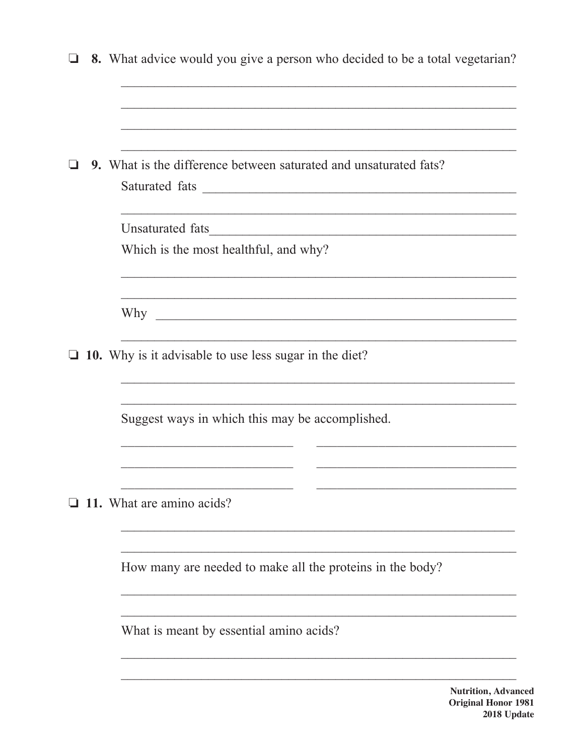❏ **8.** What advice would you give a person who decided to be a total vegetarian?

______________________________________________________________

______________________________________________________________

______________________________________________________________

______________________________________________________________

❏ **9.** What is the difference between saturated and unsaturated fats?

Saturated fats ______________________________________________

______________________________________________________________

Unsaturated fats_____________________________________________

Which is the most healthful, and why?

______________________________________________________________

______________________________________________________________

Why ________________________________________________________

______________________________________________________________

❏ **10.** Why is it advisable to use less sugar in the diet?

______________________________________________________________

______________________________________________________________

Suggest ways in which this may be accomplished.

__________________________ ______________________________

__________________________ ______________________________

__________________________ ______________________________

❏ **11.** What are amino acids?

______________________________________________________________

______________________________________________________________

How many are needed to make all the proteins in the body?

______________________________________________________________

______________________________________________________________

What is meant by essential amino acids?

______________________________________________________________

______________________________________________________________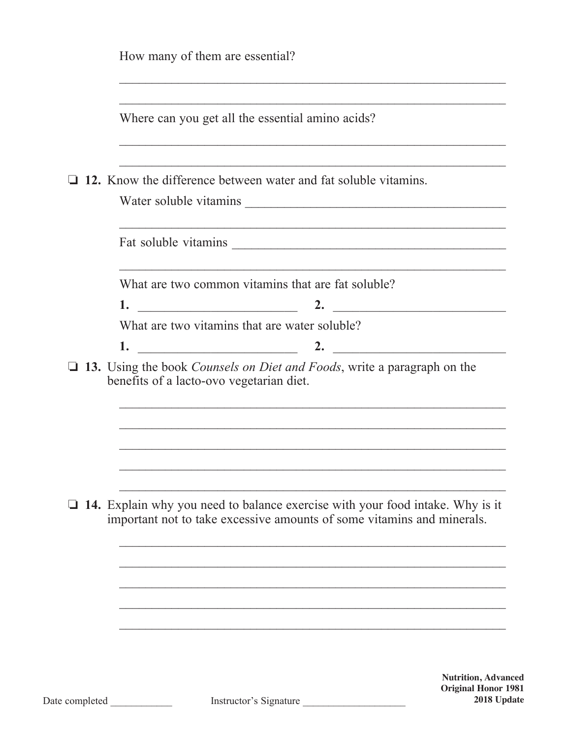How many of them are essential?

______________________________________________________________

______________________________________________________________

Where can you get all the essential amino acids?

______________________________________________________________

______________________________________________________________

❏ **12.** Know the difference between water and fat soluble vitamins.

Water soluble vitamins ___________________________________________

______________________________________________________________

Fat soluble vitamins _____________________________________________

______________________________________________________________

What are two common vitamins that are fat soluble?

**1.** __________________________ **2.** ____________________________

What are two vitamins that are water soluble?

**1.** __________________________ **2.** ____________________________

❏ **13.** Using the book *Counsels on Diet and Foods*, write a paragraph on the benefits of a lacto-ovo vegetarian diet.

______________________________________________________________

______________________________________________________________

______________________________________________________________

______________________________________________________________

______________________________________________________________

❏ **14.** Explain why you need to balance exercise with your food intake. Why is it important not to take excessive amounts of some vitamins and minerals.

______________________________________________________________

______________________________________________________________

______________________________________________________________

______________________________________________________________

______________________________________________________________

Date completed ____________ Instructor's Signature ____________________

**Nutrition, Advanced**
**Original Honor 1981**
**2018 Update**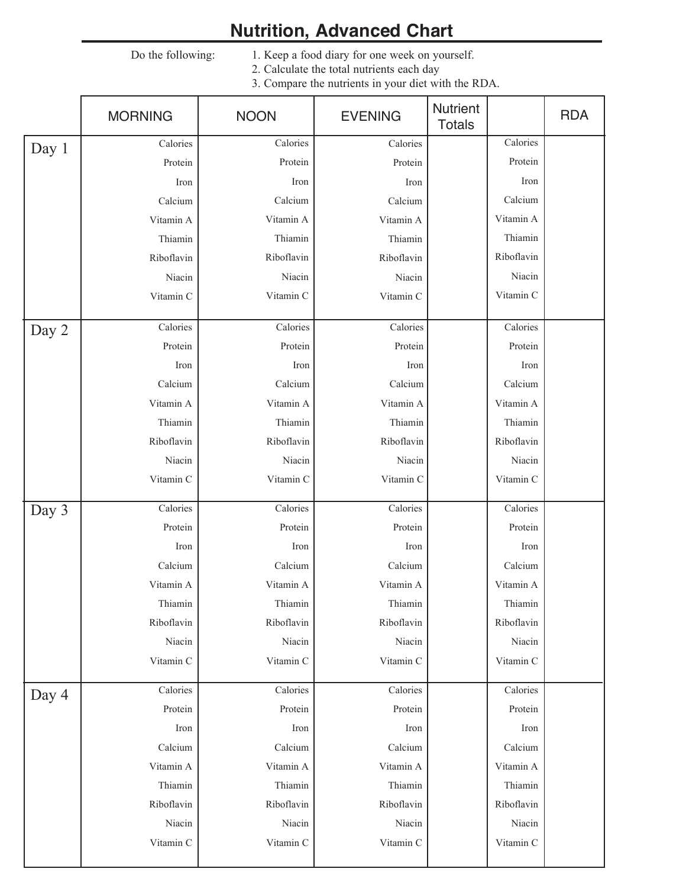# Nutrition, Advanced Chart

Do the following:

1. Keep a food diary for one week on yourself.
2. Calculate the total nutrients each day
3. Compare the nutrients in your diet with the RDA.

| | MORNING | NOON | EVENING | Nutrient Totals | | RDA |
|---|---|---|---|---|---|---|
| Day 1 | Calories<br>Protein<br>Iron<br>Calcium<br>Vitamin A<br>Thiamin<br>Riboflavin<br>Niacin<br>Vitamin C | Calories<br>Protein<br>Iron<br>Calcium<br>Vitamin A<br>Thiamin<br>Riboflavin<br>Niacin<br>Vitamin C | Calories<br>Protein<br>Iron<br>Calcium<br>Vitamin A<br>Thiamin<br>Riboflavin<br>Niacin<br>Vitamin C | | Calories<br>Protein<br>Iron<br>Calcium<br>Vitamin A<br>Thiamin<br>Riboflavin<br>Niacin<br>Vitamin C | |
| Day 2 | Calories<br>Protein<br>Iron<br>Calcium<br>Vitamin A<br>Thiamin<br>Riboflavin<br>Niacin<br>Vitamin C | Calories<br>Protein<br>Iron<br>Calcium<br>Vitamin A<br>Thiamin<br>Riboflavin<br>Niacin<br>Vitamin C | Calories<br>Protein<br>Iron<br>Calcium<br>Vitamin A<br>Thiamin<br>Riboflavin<br>Niacin<br>Vitamin C | | Calories<br>Protein<br>Iron<br>Calcium<br>Vitamin A<br>Thiamin<br>Riboflavin<br>Niacin<br>Vitamin C | |
| Day 3 | Calories<br>Protein<br>Iron<br>Calcium<br>Vitamin A<br>Thiamin<br>Riboflavin<br>Niacin<br>Vitamin C | Calories<br>Protein<br>Iron<br>Calcium<br>Vitamin A<br>Thiamin<br>Riboflavin<br>Niacin<br>Vitamin C | Calories<br>Protein<br>Iron<br>Calcium<br>Vitamin A<br>Thiamin<br>Riboflavin<br>Niacin<br>Vitamin C | | Calories<br>Protein<br>Iron<br>Calcium<br>Vitamin A<br>Thiamin<br>Riboflavin<br>Niacin<br>Vitamin C | |
| Day 4 | Calories<br>Protein<br>Iron<br>Calcium<br>Vitamin A<br>Thiamin<br>Riboflavin<br>Niacin<br>Vitamin C | Calories<br>Protein<br>Iron<br>Calcium<br>Vitamin A<br>Thiamin<br>Riboflavin<br>Niacin<br>Vitamin C | Calories<br>Protein<br>Iron<br>Calcium<br>Vitamin A<br>Thiamin<br>Riboflavin<br>Niacin<br>Vitamin C | | Calories<br>Protein<br>Iron<br>Calcium<br>Vitamin A<br>Thiamin<br>Riboflavin<br>Niacin<br>Vitamin C | |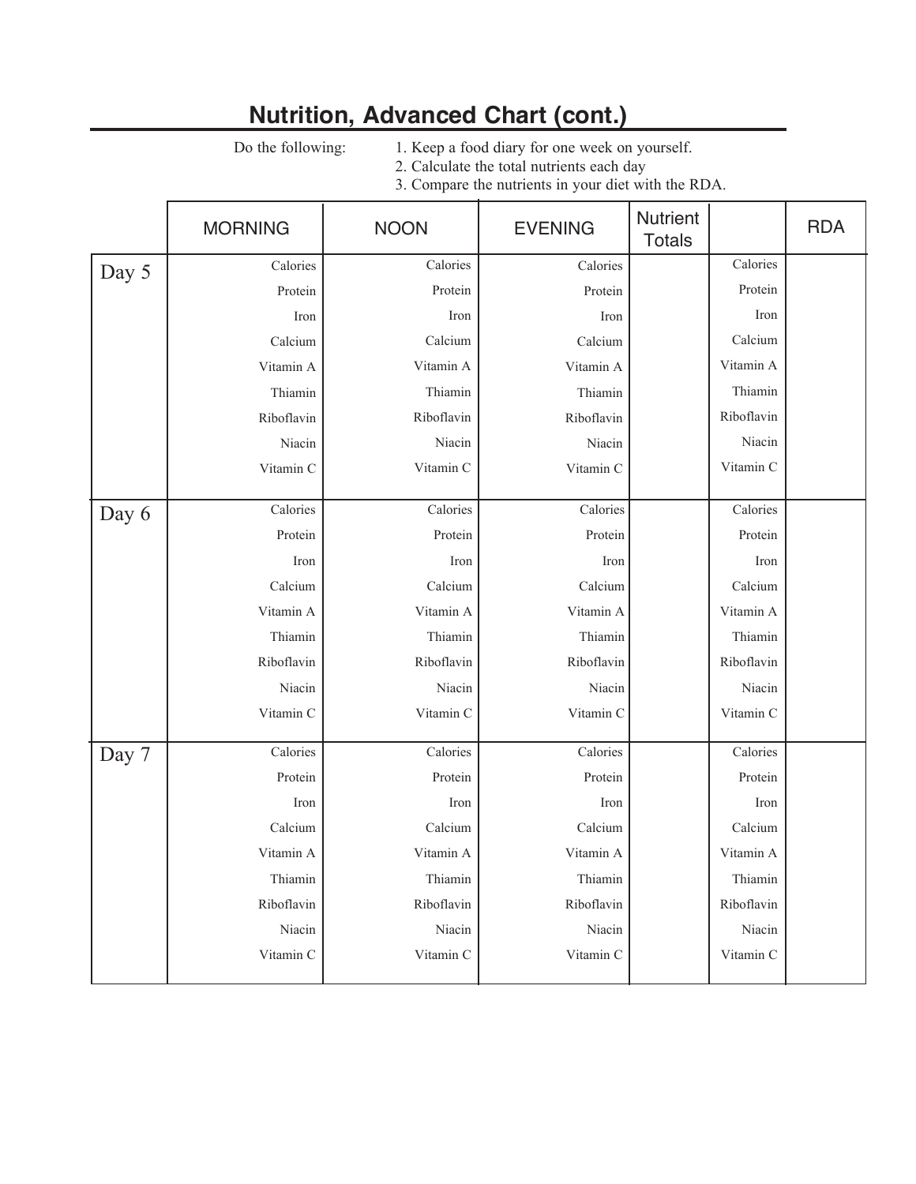## Nutrition, Advanced Chart (cont.)

Do the following:

1. Keep a food diary for one week on yourself.
2. Calculate the total nutrients each day
3. Compare the nutrients in your diet with the RDA.

| | MORNING | NOON | EVENING | Nutrient Totals | | RDA |
|---|---|---|---|---|---|---|
| Day 5 | Calories | Calories | Calories | | Calories | |
| | Protein | Protein | Protein | | Protein | |
| | Iron | Iron | Iron | | Iron | |
| | Calcium | Calcium | Calcium | | Calcium | |
| | Vitamin A | Vitamin A | Vitamin A | | Vitamin A | |
| | Thiamin | Thiamin | Thiamin | | Thiamin | |
| | Riboflavin | Riboflavin | Riboflavin | | Riboflavin | |
| | Niacin | Niacin | Niacin | | Niacin | |
| | Vitamin C | Vitamin C | Vitamin C | | Vitamin C | |
| Day 6 | Calories | Calories | Calories | | Calories | |
| | Protein | Protein | Protein | | Protein | |
| | Iron | Iron | Iron | | Iron | |
| | Calcium | Calcium | Calcium | | Calcium | |
| | Vitamin A | Vitamin A | Vitamin A | | Vitamin A | |
| | Thiamin | Thiamin | Thiamin | | Thiamin | |
| | Riboflavin | Riboflavin | Riboflavin | | Riboflavin | |
| | Niacin | Niacin | Niacin | | Niacin | |
| | Vitamin C | Vitamin C | Vitamin C | | Vitamin C | |
| Day 7 | Calories | Calories | Calories | | Calories | |
| | Protein | Protein | Protein | | Protein | |
| | Iron | Iron | Iron | | Iron | |
| | Calcium | Calcium | Calcium | | Calcium | |
| | Vitamin A | Vitamin A | Vitamin A | | Vitamin A | |
| | Thiamin | Thiamin | Thiamin | | Thiamin | |
| | Riboflavin | Riboflavin | Riboflavin | | Riboflavin | |
| | Niacin | Niacin | Niacin | | Niacin | |
| | Vitamin C | Vitamin C | Vitamin C | | Vitamin C | |